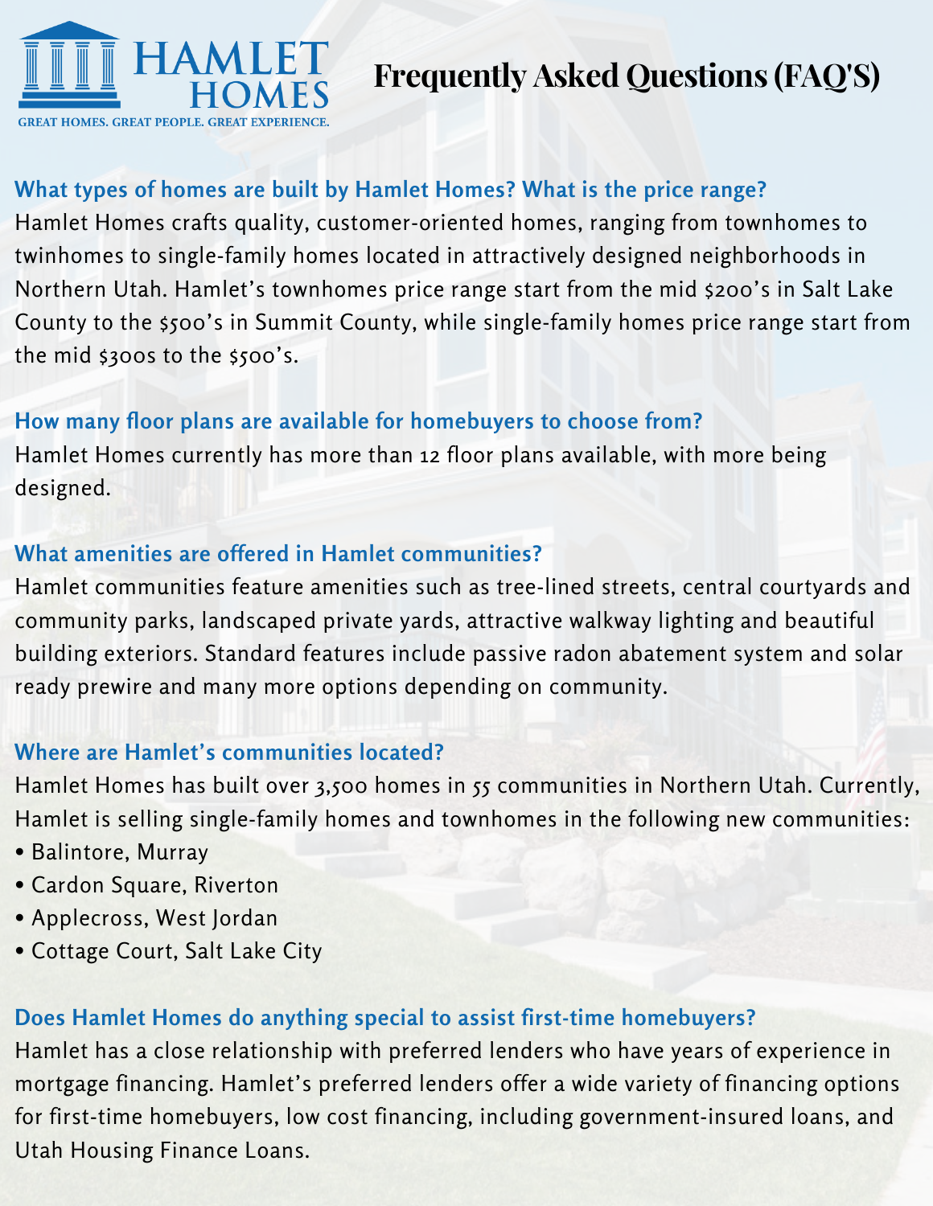# HAMLET HOMES

GREAT HOMES. GREAT PEOPLE. GREAT EXPERIENCE.

# Frequently Asked Questions (FAQ'S)

## What types of homes are built by Hamlet Homes? What is the price range?

Hamlet Homes crafts quality, customer-oriented homes, ranging from townhomes to twinhomes to single-family homes located in attractively designed neighborhoods in Northern Utah. Hamlet's townhomes price range start from the mid $200's in Salt Lake County to the $500's in Summit County, while single-family homes price range start from the mid $300s to the $500's.

## How many floor plans are available for homebuyers to choose from?

Hamlet Homes currently has more than 12 floor plans available, with more being designed.

## What amenities are offered in Hamlet communities?

Hamlet communities feature amenities such as tree-lined streets, central courtyards and community parks, landscaped private yards, attractive walkway lighting and beautiful building exteriors. Standard features include passive radon abatement system and solar ready prewire and many more options depending on community.

## Where are Hamlet's communities located?

Hamlet Homes has built over 3,500 homes in 55 communities in Northern Utah. Currently, Hamlet is selling single-family homes and townhomes in the following new communities:

- Balintore, Murray
- Cardon Square, Riverton
- Applecross, West Jordan
- Cottage Court, Salt Lake City

## Does Hamlet Homes do anything special to assist first-time homebuyers?

Hamlet has a close relationship with preferred lenders who have years of experience in mortgage financing. Hamlet's preferred lenders offer a wide variety of financing options for first-time homebuyers, low cost financing, including government-insured loans, and Utah Housing Finance Loans.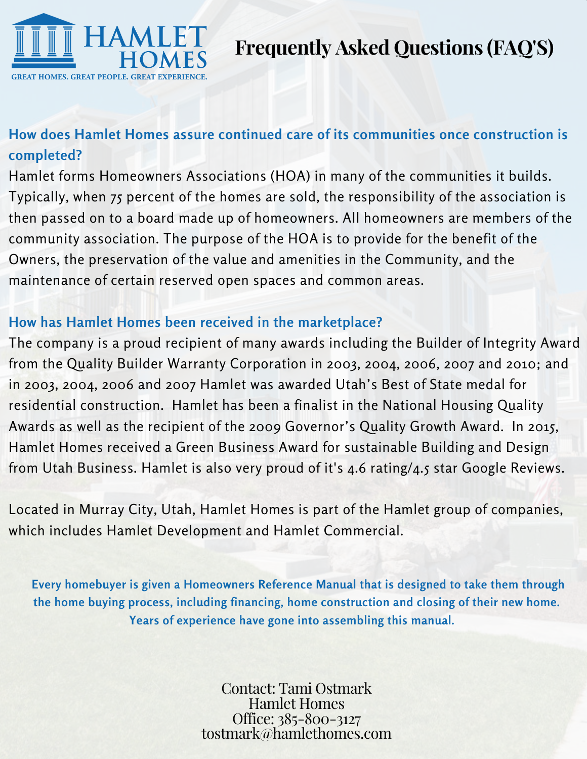HAMLET HOMES

GREAT HOMES. GREAT PEOPLE. GREAT EXPERIENCE.

# Frequently Asked Questions (FAQ'S)

## How does Hamlet Homes assure continued care of its communities once construction is completed?

Hamlet forms Homeowners Associations (HOA) in many of the communities it builds. Typically, when 75 percent of the homes are sold, the responsibility of the association is then passed on to a board made up of homeowners. All homeowners are members of the community association. The purpose of the HOA is to provide for the benefit of the Owners, the preservation of the value and amenities in the Community, and the maintenance of certain reserved open spaces and common areas.

## How has Hamlet Homes been received in the marketplace?

The company is a proud recipient of many awards including the Builder of Integrity Award from the Quality Builder Warranty Corporation in 2003, 2004, 2006, 2007 and 2010; and in 2003, 2004, 2006 and 2007 Hamlet was awarded Utah's Best of State medal for residential construction. Hamlet has been a finalist in the National Housing Quality Awards as well as the recipient of the 2009 Governor's Quality Growth Award. In 2015, Hamlet Homes received a Green Business Award for sustainable Building and Design from Utah Business. Hamlet is also very proud of it's 4.6 rating/4.5 star Google Reviews.

Located in Murray City, Utah, Hamlet Homes is part of the Hamlet group of companies, which includes Hamlet Development and Hamlet Commercial.

**Every homebuyer is given a Homeowners Reference Manual that is designed to take them through the home buying process, including financing, home construction and closing of their new home. Years of experience have gone into assembling this manual.**

Contact: Tami Ostmark
Hamlet Homes
Office: 385-800-3127
tostmark@hamlethomes.com